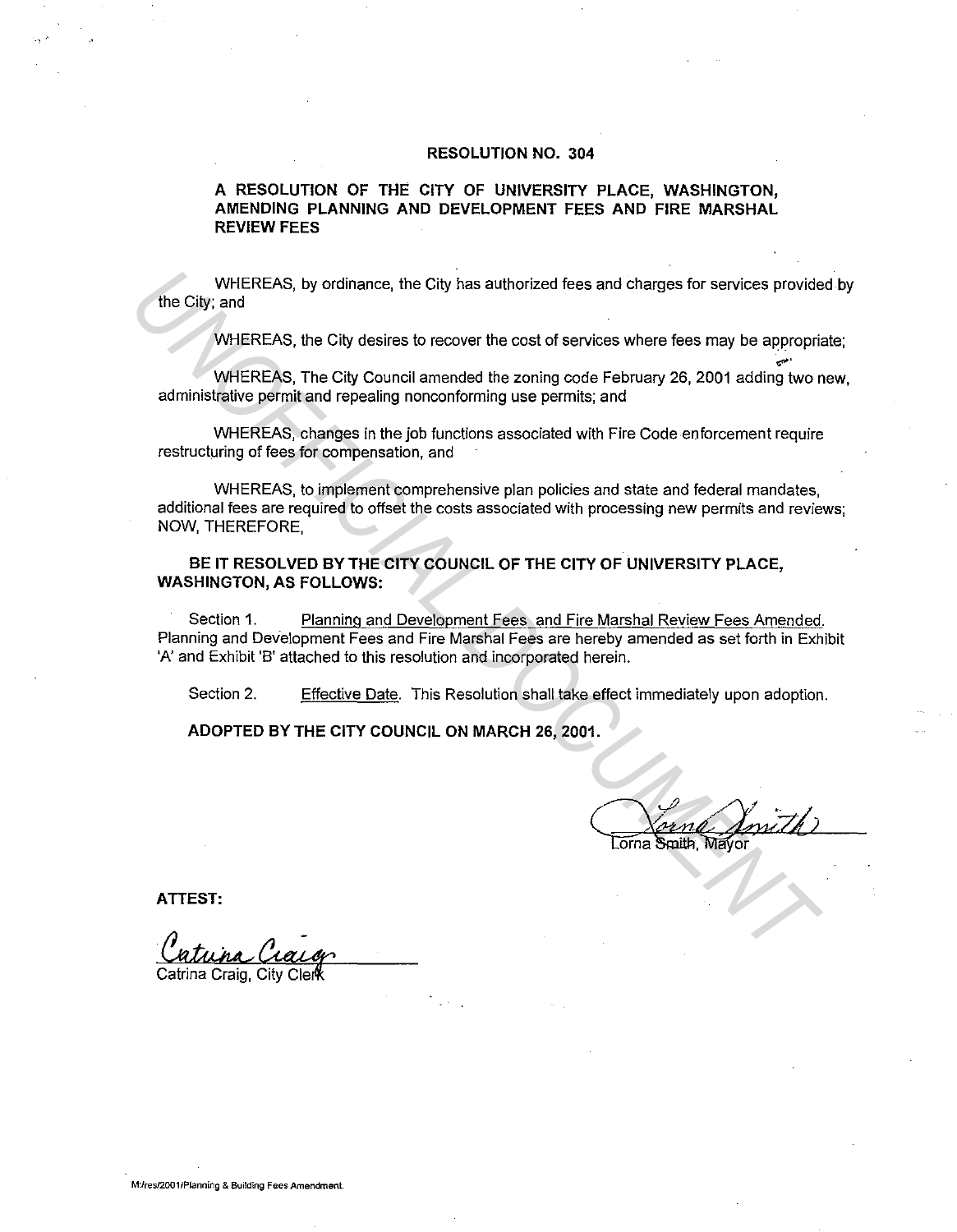**RESOLUTION NO. 304**

**A RESOLUTION OF THE CITY OF UNIVERSITY PLACE, WASHINGTON, AMENDING PLANNING AND DEVELOPMENT FEES AND FIRE MARSHAL REVIEW FEES**

WHEREAS, by ordinance, the City has authorized fees and charges for services provided by the City; and

WHEREAS, the City desires to recover the cost of services where fees may be appropriate;

WHEREAS, The City Council amended the zoning code February 26, 2001 adding two new, administrative permit and repealing nonconforming use permits; and

WHEREAS, changes in the job functions associated with Fire Code enforcement require restructuring of fees for compensation, and

WHEREAS, to implement comprehensive plan policies and state and federal mandates, additional fees are required to offset the costs associated with processing new permits and reviews; NOW, THEREFORE,

**BE IT RESOLVED BY THE CITY COUNCIL OF THE CITY OF UNIVERSITY PLACE, WASHINGTON, AS FOLLOWS:**

Section 1. Planning and Development Fees and Fire Marshal Review Fees Amended. Planning and Development Fees and Fire Marshal Fees are hereby amended as set forth in Exhibit 'A' and Exhibit 'B' attached to this resolution and incorporated herein.

Section 2. Effective Date. This Resolution shall take effect immediately upon adoption.

**ADOPTED BY THE CITY COUNCIL ON MARCH 26, 2001.**

Lorna Smith, Mayor

**ATTEST:**

Catrina Craig, City Clerk

UNOFFICIAL DOCUMENT

M:/res/2001/Planning & Building Fees Amendment.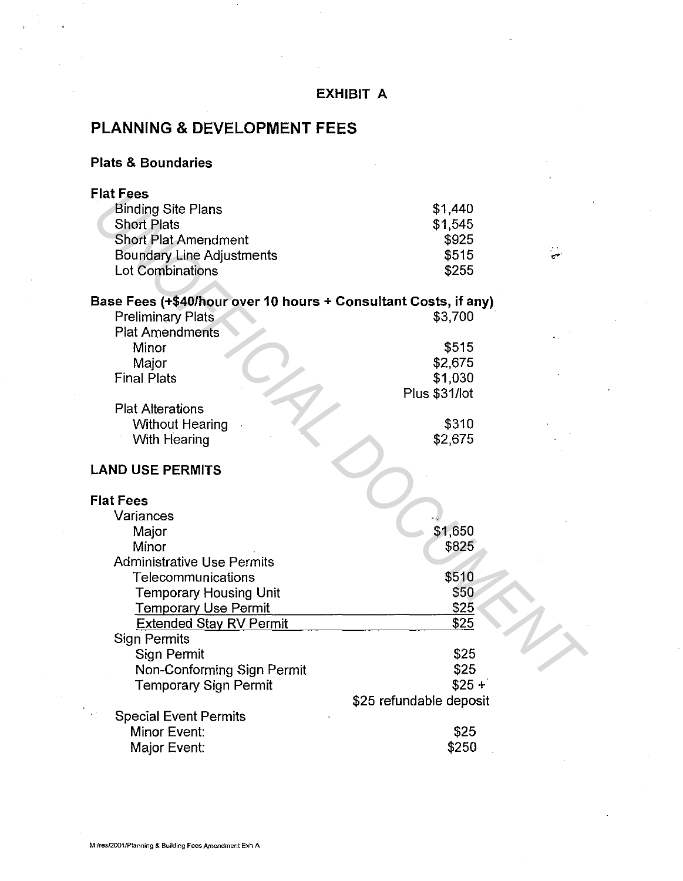**EXHIBIT A**

## PLANNING & DEVELOPMENT FEES

### Plats & Boundaries

**Flat Fees**

| | |
|---|---|
| Binding Site Plans | $1,440 |
| Short Plats | $1,545 |
| Short Plat Amendment | $925 |
| Boundary Line Adjustments | $515 |
| Lot Combinations | $255 |

**Base Fees (+$40/hour over 10 hours + Consultant Costs, if any)**

| | |
|---|---|
| Preliminary Plats | $3,700 |
| Plat Amendments | |
| Minor | $515 |
| Major | $2,675 |
| Final Plats | $1,030 Plus $31/lot |
| Plat Alterations | |
| Without Hearing | $310 |
| With Hearing | $2,675 |

### LAND USE PERMITS

**Flat Fees**

| | |
|---|---|
| Variances | |
| Major | $1,650 |
| Minor | $825 |
| Administrative Use Permits | |
| Telecommunications | $510 |
| Temporary Housing Unit | $50 |
| Temporary Use Permit | $25 |
| Extended Stay RV Permit | $25 |
| Sign Permits | |
| Sign Permit | $25 |
| Non-Conforming Sign Permit | $25 |
| Temporary Sign Permit | $25 + $25 refundable deposit |
| Special Event Permits | |
| Minor Event: | $25 |
| Major Event: | $250 |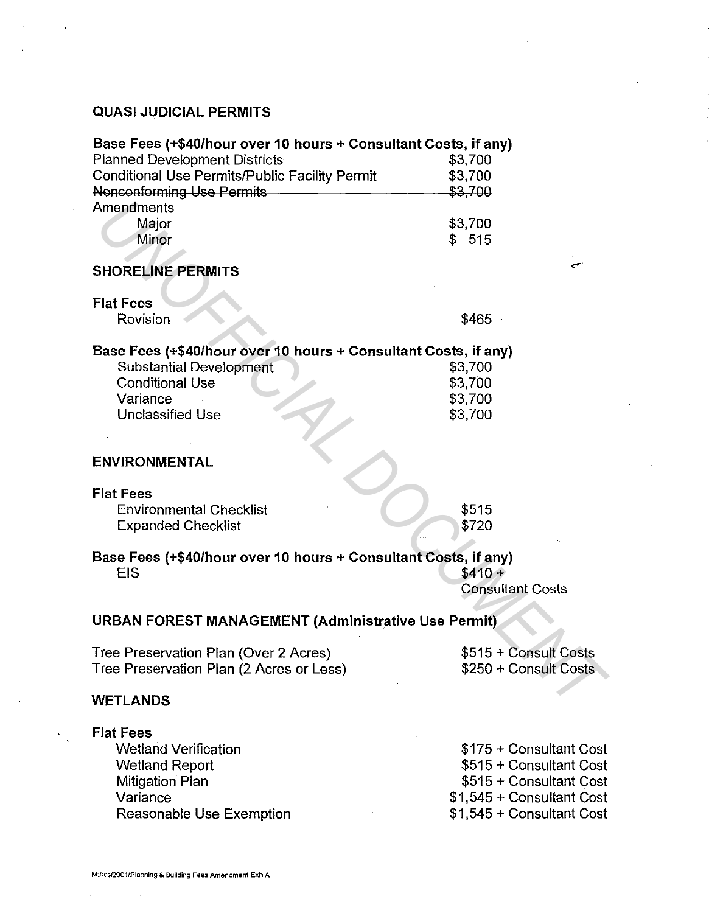## QUASI JUDICIAL PERMITS

**Base Fees (+$40/hour over 10 hours + Consultant Costs, if any)**

| | |
|---|---|
| Planned Development Districts | $3,700 |
| Conditional Use Permits/Public Facility Permit | $3,700 |
| ~~Nonconforming Use Permits~~ | ~~$3,700~~ |
| Amendments | |
| Major | $3,700 |
| Minor | $ 515 |

## SHORELINE PERMITS

**Flat Fees**

| | |
|---|---|
| Revision | $465 |

**Base Fees (+$40/hour over 10 hours + Consultant Costs, if any)**

| | |
|---|---|
| Substantial Development | $3,700 |
| Conditional Use | $3,700 |
| Variance | $3,700 |
| Unclassified Use | $3,700 |

## ENVIRONMENTAL

**Flat Fees**

| | |
|---|---|
| Environmental Checklist | $515 |
| Expanded Checklist | $720 |

**Base Fees (+$40/hour over 10 hours + Consultant Costs, if any)**

| | |
|---|---|
| EIS | $410 + Consultant Costs |

## URBAN FOREST MANAGEMENT (Administrative Use Permit)

| | |
|---|---|
| Tree Preservation Plan (Over 2 Acres) | $515 + Consult Costs |
| Tree Preservation Plan (2 Acres or Less) | $250 + Consult Costs |

## WETLANDS

**Flat Fees**

| | |
|---|---|
| Wetland Verification | $175 + Consultant Cost |
| Wetland Report | $515 + Consultant Cost |
| Mitigation Plan | $515 + Consultant Cost |
| Variance | $1,545 + Consultant Cost |
| Reasonable Use Exemption | $1,545 + Consultant Cost |

M:/res/2001/Planning & Building Fees Amendment Exh A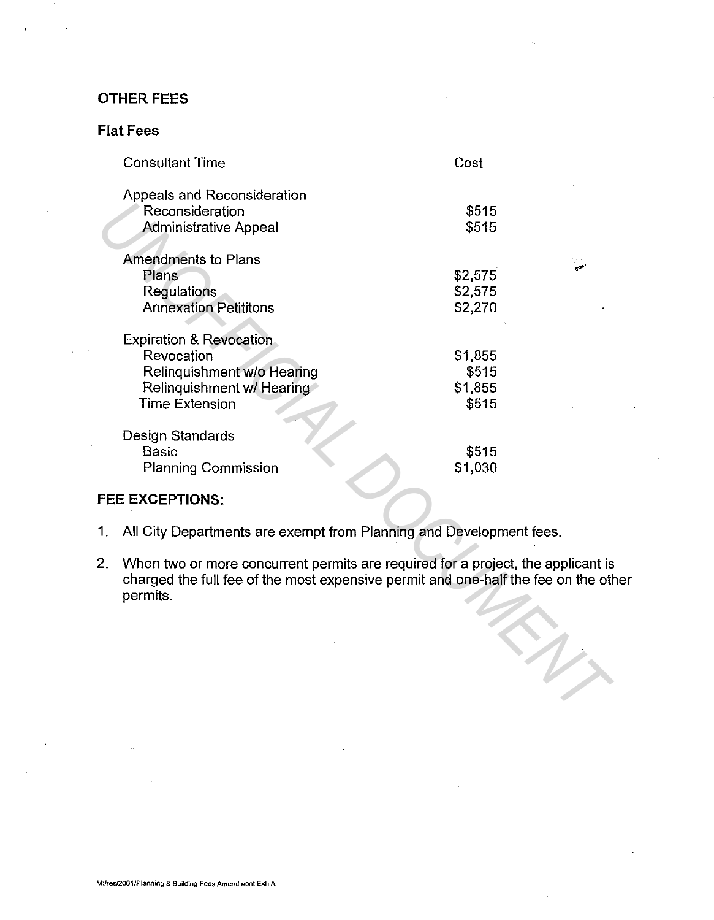**OTHER FEES**

**Flat Fees**

| Consultant Time | Cost |
|---|---|
| Appeals and Reconsideration | |
| Reconsideration | $515 |
| Administrative Appeal | $515 |
| Amendments to Plans | |
| Plans | $2,575 |
| Regulations | $2,575 |
| Annexation Petititons | $2,270 |
| Expiration & Revocation | |
| Revocation | $1,855 |
| Relinquishment w/o Hearing | $515 |
| Relinquishment w/ Hearing | $1,855 |
| Time Extension | $515 |
| Design Standards | |
| Basic | $515 |
| Planning Commission | $1,030 |

**FEE EXCEPTIONS:**

1. All City Departments are exempt from Planning and Development fees.
2. When two or more concurrent permits are required for a project, the applicant is charged the full fee of the most expensive permit and one-half the fee on the other permits.

M:/res/2001/Planning & Building Fees Amendment Exh A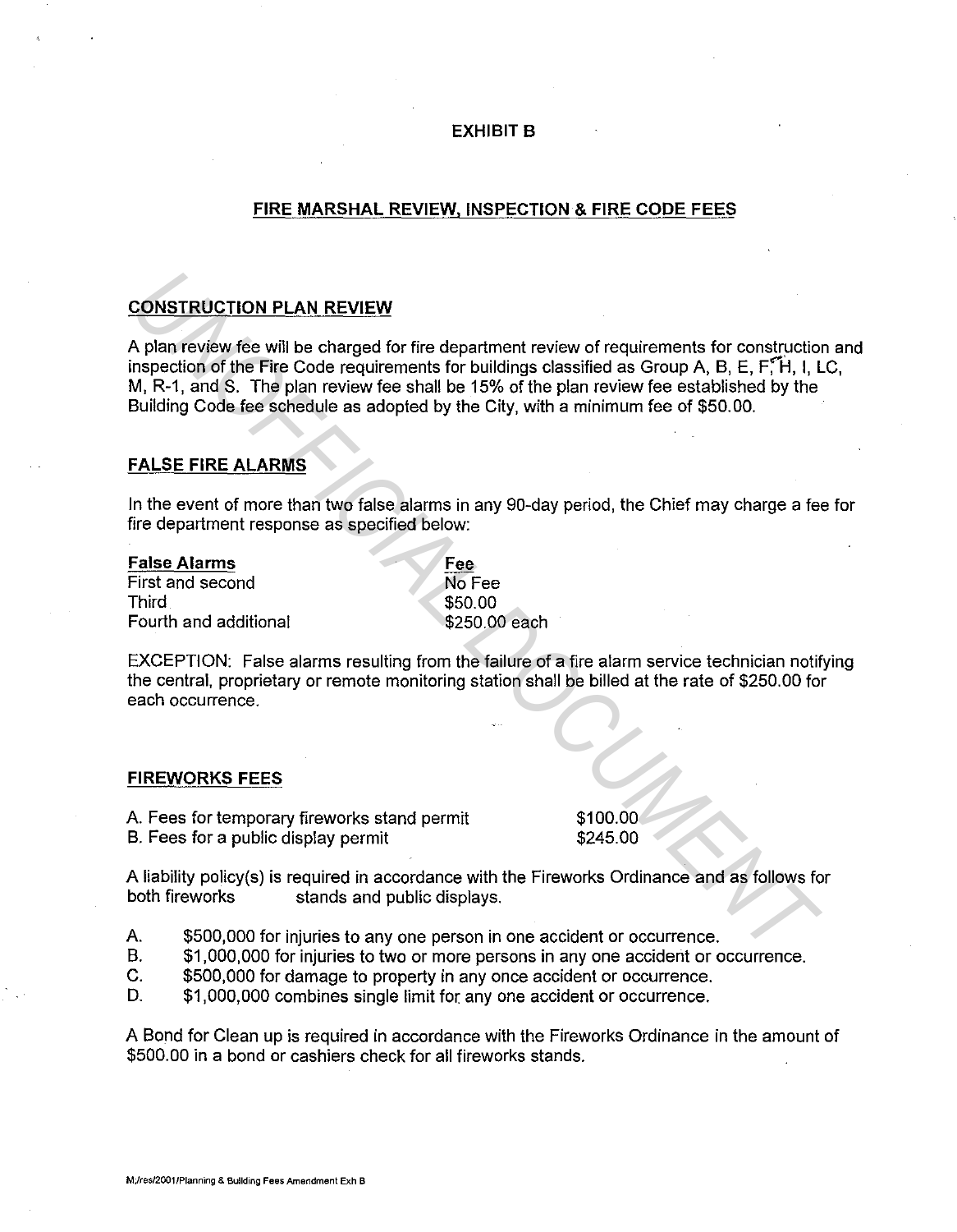# EXHIBIT B

## FIRE MARSHAL REVIEW, INSPECTION & FIRE CODE FEES

### CONSTRUCTION PLAN REVIEW

A plan review fee will be charged for fire department review of requirements for construction and inspection of the Fire Code requirements for buildings classified as Group A, B, E, F, H, I, LC, M, R-1, and S. The plan review fee shall be 15% of the plan review fee established by the Building Code fee schedule as adopted by the City, with a minimum fee of $50.00.

### FALSE FIRE ALARMS

In the event of more than two false alarms in any 90-day period, the Chief may charge a fee for fire department response as specified below:

| False Alarms | Fee |
| --- | --- |
| First and second | No Fee |
| Third | $50.00 |
| Fourth and additional | $250.00 each |

EXCEPTION: False alarms resulting from the failure of a fire alarm service technician notifying the central, proprietary or remote monitoring station shall be billed at the rate of $250.00 for each occurrence.

### FIREWORKS FEES

| | |
| --- | --- |
| A. Fees for temporary fireworks stand permit | $100.00 |
| B. Fees for a public display permit | $245.00 |

A liability policy(s) is required in accordance with the Fireworks Ordinance and as follows for both fireworks stands and public displays.

A. $500,000 for injuries to any one person in one accident or occurrence.
B. $1,000,000 for injuries to two or more persons in any one accident or occurrence.
C. $500,000 for damage to property in any once accident or occurrence.
D. $1,000,000 combines single limit for any one accident or occurrence.

A Bond for Clean up is required in accordance with the Fireworks Ordinance in the amount of $500.00 in a bond or cashiers check for all fireworks stands.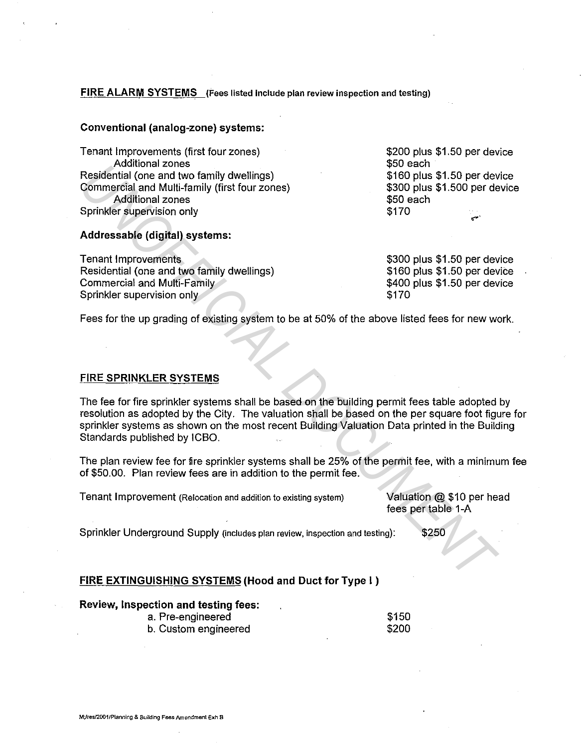## FIRE ALARM SYSTEMS (Fees listed include plan review inspection and testing)

### Conventional (analog-zone) systems:

| | |
|---|---|
| Tenant Improvements (first four zones) | \$200 plus \$1.50 per device |
| Additional zones | \$50 each |
| Residential (one and two family dwellings) | \$160 plus \$1.50 per device |
| Commercial and Multi-family (first four zones) | \$300 plus \$1.500 per device |
| Additional zones | \$50 each |
| Sprinkler supervision only | \$170 |

### Addressable (digital) systems:

| | |
|---|---|
| Tenant Improvements | \$300 plus \$1.50 per device |
| Residential (one and two family dwellings) | \$160 plus \$1.50 per device |
| Commercial and Multi-Family | \$400 plus \$1.50 per device |
| Sprinkler supervision only | \$170 |

Fees for the up grading of existing system to be at 50% of the above listed fees for new work.

## FIRE SPRINKLER SYSTEMS

The fee for fire sprinkler systems shall be based on the building permit fees table adopted by resolution as adopted by the City. The valuation shall be based on the per square foot figure for sprinkler systems as shown on the most recent Building Valuation Data printed in the Building Standards published by ICBO.

The plan review fee for fire sprinkler systems shall be 25% of the permit fee, with a minimum fee of \$50.00. Plan review fees are in addition to the permit fee.

| | |
|---|---|
| Tenant Improvement (Relocation and addition to existing system) | Valuation @ \$10 per head fees per table 1-A |
| Sprinkler Underground Supply (includes plan review, inspection and testing): | \$250 |

## FIRE EXTINGUISHING SYSTEMS (Hood and Duct for Type I )

### Review, Inspection and testing fees:

| | |
|---|---|
| a. Pre-engineered | \$150 |
| b. Custom engineered | \$200 |

M:/res/2001/Planning & Building Fees Amendment Exh B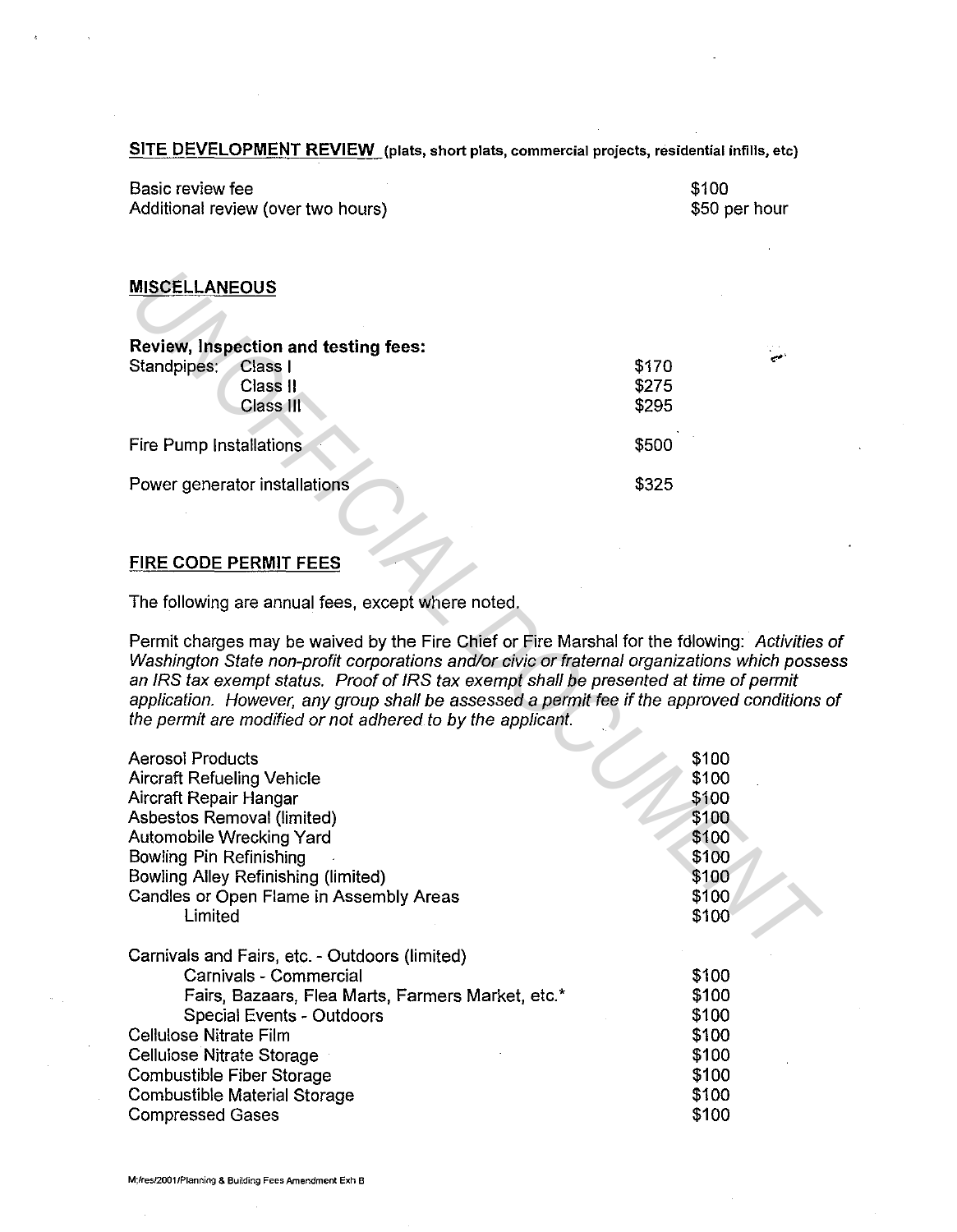**SITE DEVELOPMENT REVIEW** (plats, short plats, commercial projects, residential infills, etc)

| | |
|---|---|
| Basic review fee | $100 |
| Additional review (over two hours) | $50 per hour |

**MISCELLANEOUS**

**Review, Inspection and testing fees:**

| | |
|---|---|
| Standpipes: Class I | $170 |
| Class II | $275 |
| Class III | $295 |
| Fire Pump Installations | $500 |
| Power generator installations | $325 |

**FIRE CODE PERMIT FEES**

The following are annual fees, except where noted.

Permit charges may be waived by the Fire Chief or Fire Marshal for the fdlowing: *Activities of Washington State non-profit corporations and/or civic or fraternal organizations which possess an IRS tax exempt status. Proof of IRS tax exempt shall be presented at time of permit application. However, any group shall be assessed a permit fee if the approved conditions of the permit are modified or not adhered to by the applicant.*

| | |
|---|---|
| Aerosol Products | $100 |
| Aircraft Refueling Vehicle | $100 |
| Aircraft Repair Hangar | $100 |
| Asbestos Removal (limited) | $100 |
| Automobile Wrecking Yard | $100 |
| Bowling Pin Refinishing | $100 |
| Bowling Alley Refinishing (limited) | $100 |
| Candles or Open Flame in Assembly Areas | $100 |
| Limited | $100 |
| Carnivals and Fairs, etc. - Outdoors (limited) | |
| Carnivals - Commercial | $100 |
| Fairs, Bazaars, Flea Marts, Farmers Market, etc.* | $100 |
| Special Events - Outdoors | $100 |
| Cellulose Nitrate Film | $100 |
| Cellulose Nitrate Storage | $100 |
| Combustible Fiber Storage | $100 |
| Combustible Material Storage | $100 |
| Compressed Gases | $100 |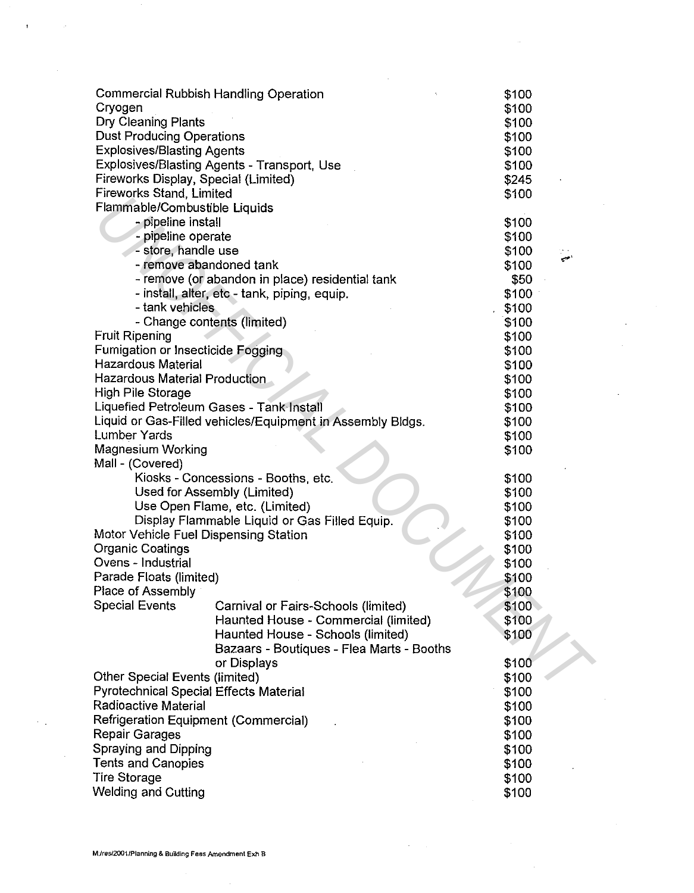| | |
|---|---|
| Commercial Rubbish Handling Operation | $100 |
| Cryogen | $100 |
| Dry Cleaning Plants | $100 |
| Dust Producing Operations | $100 |
| Explosives/Blasting Agents | $100 |
| Explosives/Blasting Agents - Transport, Use | $100 |
| Fireworks Display, Special (Limited) | $245 |
| Fireworks Stand, Limited | $100 |
| Flammable/Combustible Liquids | |
| - pipeline install | $100 |
| - pipeline operate | $100 |
| - store, handle use | $100 |
| - remove abandoned tank | $100 |
| - remove (or abandon in place) residential tank | $50 |
| - install, alter, etc - tank, piping, equip. | $100 |
| - tank vehicles | $100 |
| - Change contents (limited) | $100 |
| Fruit Ripening | $100 |
| Fumigation or Insecticide Fogging | $100 |
| Hazardous Material | $100 |
| Hazardous Material Production | $100 |
| High Pile Storage | $100 |
| Liquefied Petroleum Gases - Tank Install | $100 |
| Liquid or Gas-Filled vehicles/Equipment in Assembly Bldgs. | $100 |
| Lumber Yards | $100 |
| Magnesium Working | $100 |
| Mall - (Covered) | |
| Kiosks - Concessions - Booths, etc. | $100 |
| Used for Assembly (Limited) | $100 |
| Use Open Flame, etc. (Limited) | $100 |
| Display Flammable Liquid or Gas Filled Equip. | $100 |
| Motor Vehicle Fuel Dispensing Station | $100 |
| Organic Coatings | $100 |
| Ovens - Industrial | $100 |
| Parade Floats (limited) | $100 |
| Place of Assembly | $100 |
| Special Events — Carnival or Fairs-Schools (limited) | $100 |
| Haunted House - Commercial (limited) | $100 |
| Haunted House - Schools (limited) | $100 |
| Bazaars - Boutiques - Flea Marts - Booths or Displays | $100 |
| Other Special Events (limited) | $100 |
| Pyrotechnical Special Effects Material | $100 |
| Radioactive Material | $100 |
| Refrigeration Equipment (Commercial) | $100 |
| Repair Garages | $100 |
| Spraying and Dipping | $100 |
| Tents and Canopies | $100 |
| Tire Storage | $100 |
| Welding and Cutting | $100 |

M:/res/2001/Planning & Building Fees Amendment Exh B